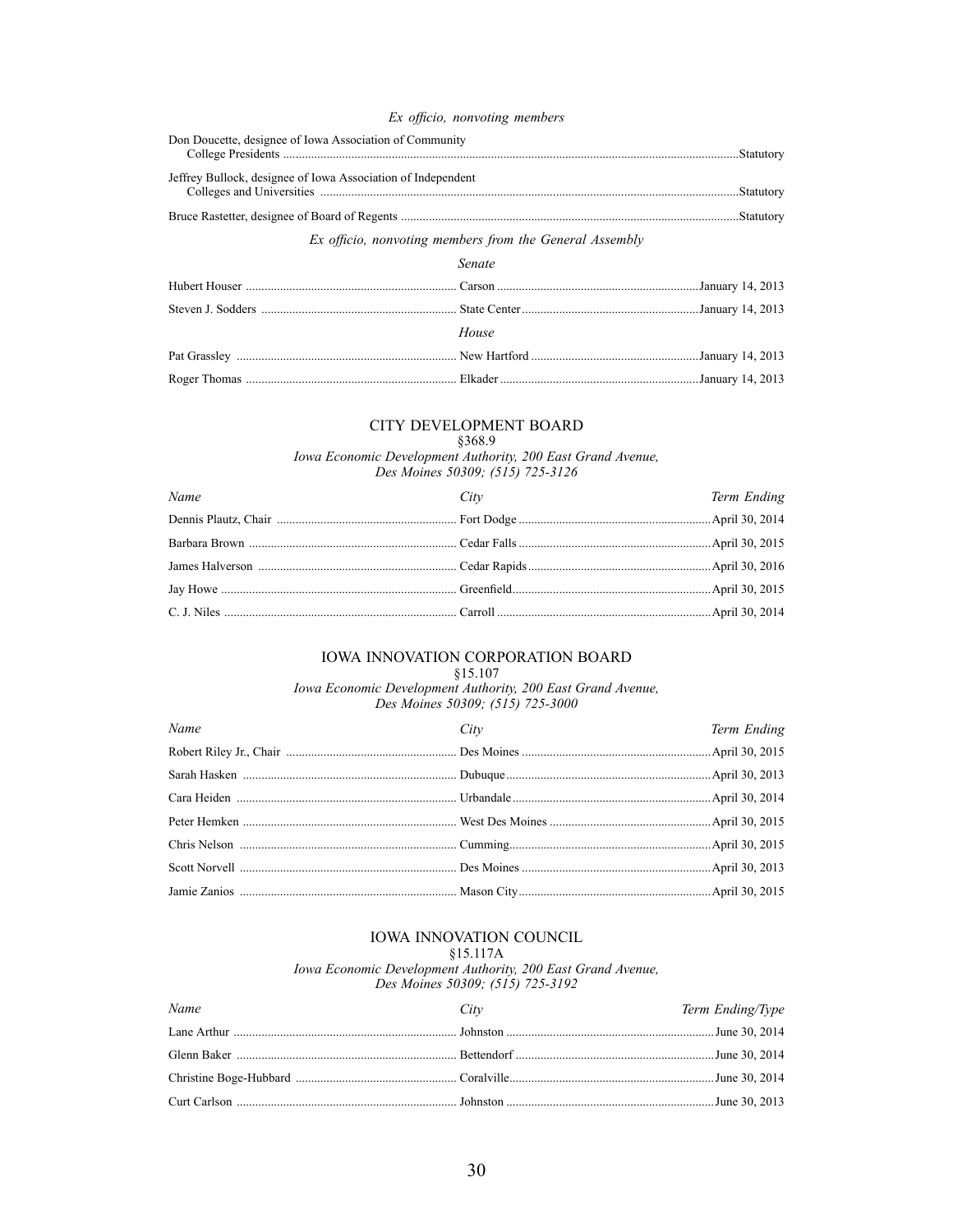*Ex officio, nonvoting members*

| | |
|---|---|
| Don Doucette, designee of Iowa Association of Community College Presidents | Statutory |
| Jeffrey Bullock, designee of Iowa Association of Independent Colleges and Universities | Statutory |
| Bruce Rastetter, designee of Board of Regents | Statutory |

*Ex officio, nonvoting members from the General Assembly*

*Senate*

| | | |
|---|---|---|
| Hubert Houser | Carson | January 14, 2013 |
| Steven J. Sodders | State Center | January 14, 2013 |

*House*

| | | |
|---|---|---|
| Pat Grassley | New Hartford | January 14, 2013 |
| Roger Thomas | Elkader | January 14, 2013 |

## CITY DEVELOPMENT BOARD

§368.9

*Iowa Economic Development Authority, 200 East Grand Avenue, Des Moines 50309; (515) 725-3126*

| *Name* | *City* | *Term Ending* |
|---|---|---|
| Dennis Plautz, Chair | Fort Dodge | April 30, 2014 |
| Barbara Brown | Cedar Falls | April 30, 2015 |
| James Halverson | Cedar Rapids | April 30, 2016 |
| Jay Howe | Greenfield | April 30, 2015 |
| C. J. Niles | Carroll | April 30, 2014 |

## IOWA INNOVATION CORPORATION BOARD

§15.107

*Iowa Economic Development Authority, 200 East Grand Avenue, Des Moines 50309; (515) 725-3000*

| *Name* | *City* | *Term Ending* |
|---|---|---|
| Robert Riley Jr., Chair | Des Moines | April 30, 2015 |
| Sarah Hasken | Dubuque | April 30, 2013 |
| Cara Heiden | Urbandale | April 30, 2014 |
| Peter Hemken | West Des Moines | April 30, 2015 |
| Chris Nelson | Cumming | April 30, 2015 |
| Scott Norvell | Des Moines | April 30, 2013 |
| Jamie Zanios | Mason City | April 30, 2015 |

## IOWA INNOVATION COUNCIL

§15.117A

*Iowa Economic Development Authority, 200 East Grand Avenue, Des Moines 50309; (515) 725-3192*

| *Name* | *City* | *Term Ending/Type* |
|---|---|---|
| Lane Arthur | Johnston | June 30, 2014 |
| Glenn Baker | Bettendorf | June 30, 2014 |
| Christine Boge-Hubbard | Coralville | June 30, 2014 |
| Curt Carlson | Johnston | June 30, 2013 |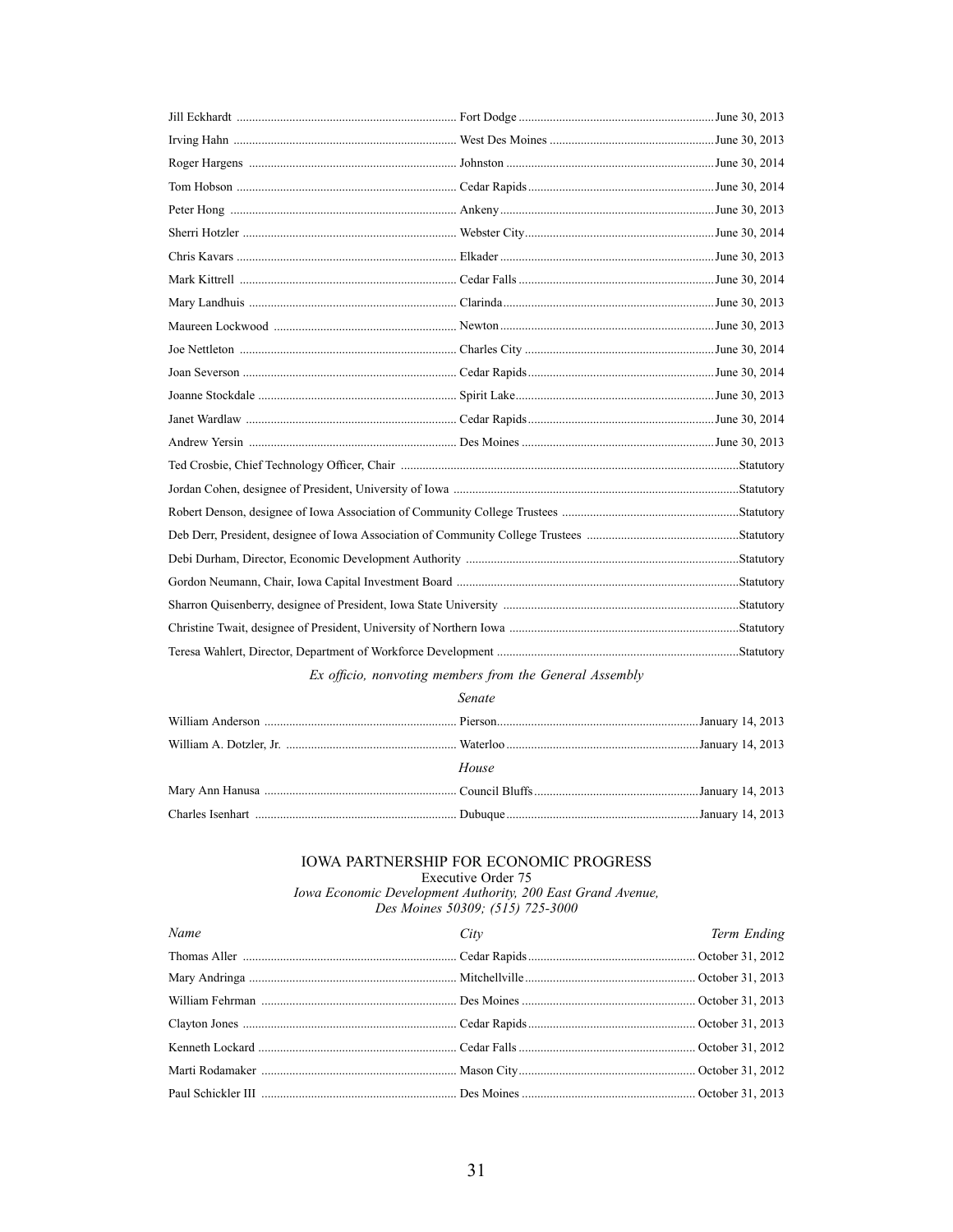| | | |
|---|---|---|
| Jill Eckhardt | Fort Dodge | June 30, 2013 |
| Irving Hahn | West Des Moines | June 30, 2013 |
| Roger Hargens | Johnston | June 30, 2014 |
| Tom Hobson | Cedar Rapids | June 30, 2014 |
| Peter Hong | Ankeny | June 30, 2013 |
| Sherri Hotzler | Webster City | June 30, 2014 |
| Chris Kavars | Elkader | June 30, 2013 |
| Mark Kittrell | Cedar Falls | June 30, 2014 |
| Mary Landhuis | Clarinda | June 30, 2013 |
| Maureen Lockwood | Newton | June 30, 2013 |
| Joe Nettleton | Charles City | June 30, 2014 |
| Joan Severson | Cedar Rapids | June 30, 2014 |
| Joanne Stockdale | Spirit Lake | June 30, 2013 |
| Janet Wardlaw | Cedar Rapids | June 30, 2014 |
| Andrew Yersin | Des Moines | June 30, 2013 |

| | |
|---|---|
| Ted Crosbie, Chief Technology Officer, Chair | Statutory |
| Jordan Cohen, designee of President, University of Iowa | Statutory |
| Robert Denson, designee of Iowa Association of Community College Trustees | Statutory |
| Deb Derr, President, designee of Iowa Association of Community College Trustees | Statutory |
| Debi Durham, Director, Economic Development Authority | Statutory |
| Gordon Neumann, Chair, Iowa Capital Investment Board | Statutory |
| Sharron Quisenberry, designee of President, Iowa State University | Statutory |
| Christine Twait, designee of President, University of Northern Iowa | Statutory |
| Teresa Wahlert, Director, Department of Workforce Development | Statutory |

*Ex officio, nonvoting members from the General Assembly*

*Senate*

| | | |
|---|---|---|
| William Anderson | Pierson | January 14, 2013 |
| William A. Dotzler, Jr. | Waterloo | January 14, 2013 |

*House*

| | | |
|---|---|---|
| Mary Ann Hanusa | Council Bluffs | January 14, 2013 |
| Charles Isenhart | Dubuque | January 14, 2013 |

## IOWA PARTNERSHIP FOR ECONOMIC PROGRESS

Executive Order 75

*Iowa Economic Development Authority, 200 East Grand Avenue, Des Moines 50309; (515) 725-3000*

| *Name* | *City* | *Term Ending* |
|---|---|---|
| Thomas Aller | Cedar Rapids | October 31, 2012 |
| Mary Andringa | Mitchellville | October 31, 2013 |
| William Fehrman | Des Moines | October 31, 2013 |
| Clayton Jones | Cedar Rapids | October 31, 2013 |
| Kenneth Lockard | Cedar Falls | October 31, 2012 |
| Marti Rodamaker | Mason City | October 31, 2012 |
| Paul Schickler III | Des Moines | October 31, 2013 |